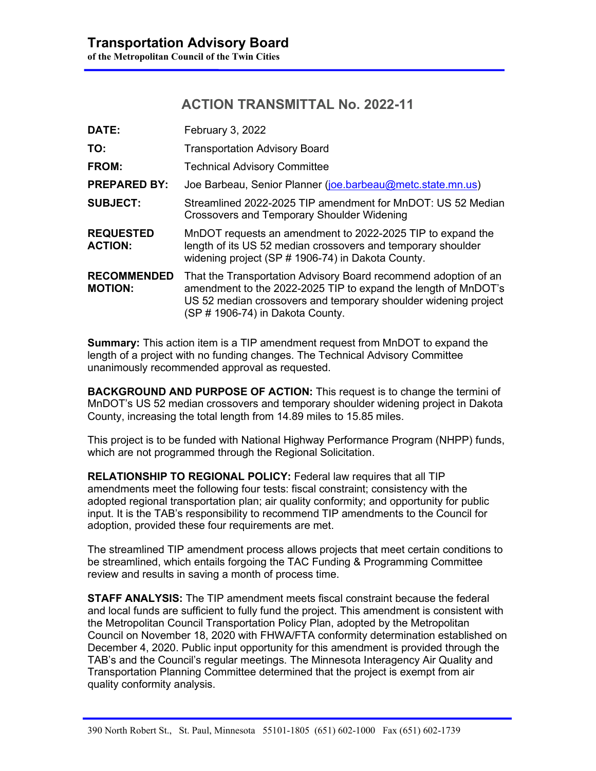# Transportation Advisory Board

**of the Metropolitan Council of the Twin Cities**

## ACTION TRANSMITTAL No. 2022-11

| | |
|---|---|
| **DATE:** | February 3, 2022 |
| **TO:** | Transportation Advisory Board |
| **FROM:** | Technical Advisory Committee |
| **PREPARED BY:** | Joe Barbeau, Senior Planner (joe.barbeau@metc.state.mn.us) |
| **SUBJECT:** | Streamlined 2022-2025 TIP amendment for MnDOT: US 52 Median Crossovers and Temporary Shoulder Widening |
| **REQUESTED ACTION:** | MnDOT requests an amendment to 2022-2025 TIP to expand the length of its US 52 median crossovers and temporary shoulder widening project (SP # 1906-74) in Dakota County. |
| **RECOMMENDED MOTION:** | That the Transportation Advisory Board recommend adoption of an amendment to the 2022-2025 TIP to expand the length of MnDOT's US 52 median crossovers and temporary shoulder widening project (SP # 1906-74) in Dakota County. |

**Summary:** This action item is a TIP amendment request from MnDOT to expand the length of a project with no funding changes. The Technical Advisory Committee unanimously recommended approval as requested.

**BACKGROUND AND PURPOSE OF ACTION:** This request is to change the termini of MnDOT's US 52 median crossovers and temporary shoulder widening project in Dakota County, increasing the total length from 14.89 miles to 15.85 miles.

This project is to be funded with National Highway Performance Program (NHPP) funds, which are not programmed through the Regional Solicitation.

**RELATIONSHIP TO REGIONAL POLICY:** Federal law requires that all TIP amendments meet the following four tests: fiscal constraint; consistency with the adopted regional transportation plan; air quality conformity; and opportunity for public input. It is the TAB's responsibility to recommend TIP amendments to the Council for adoption, provided these four requirements are met.

The streamlined TIP amendment process allows projects that meet certain conditions to be streamlined, which entails forgoing the TAC Funding & Programming Committee review and results in saving a month of process time.

**STAFF ANALYSIS:** The TIP amendment meets fiscal constraint because the federal and local funds are sufficient to fully fund the project. This amendment is consistent with the Metropolitan Council Transportation Policy Plan, adopted by the Metropolitan Council on November 18, 2020 with FHWA/FTA conformity determination established on December 4, 2020. Public input opportunity for this amendment is provided through the TAB's and the Council's regular meetings. The Minnesota Interagency Air Quality and Transportation Planning Committee determined that the project is exempt from air quality conformity analysis.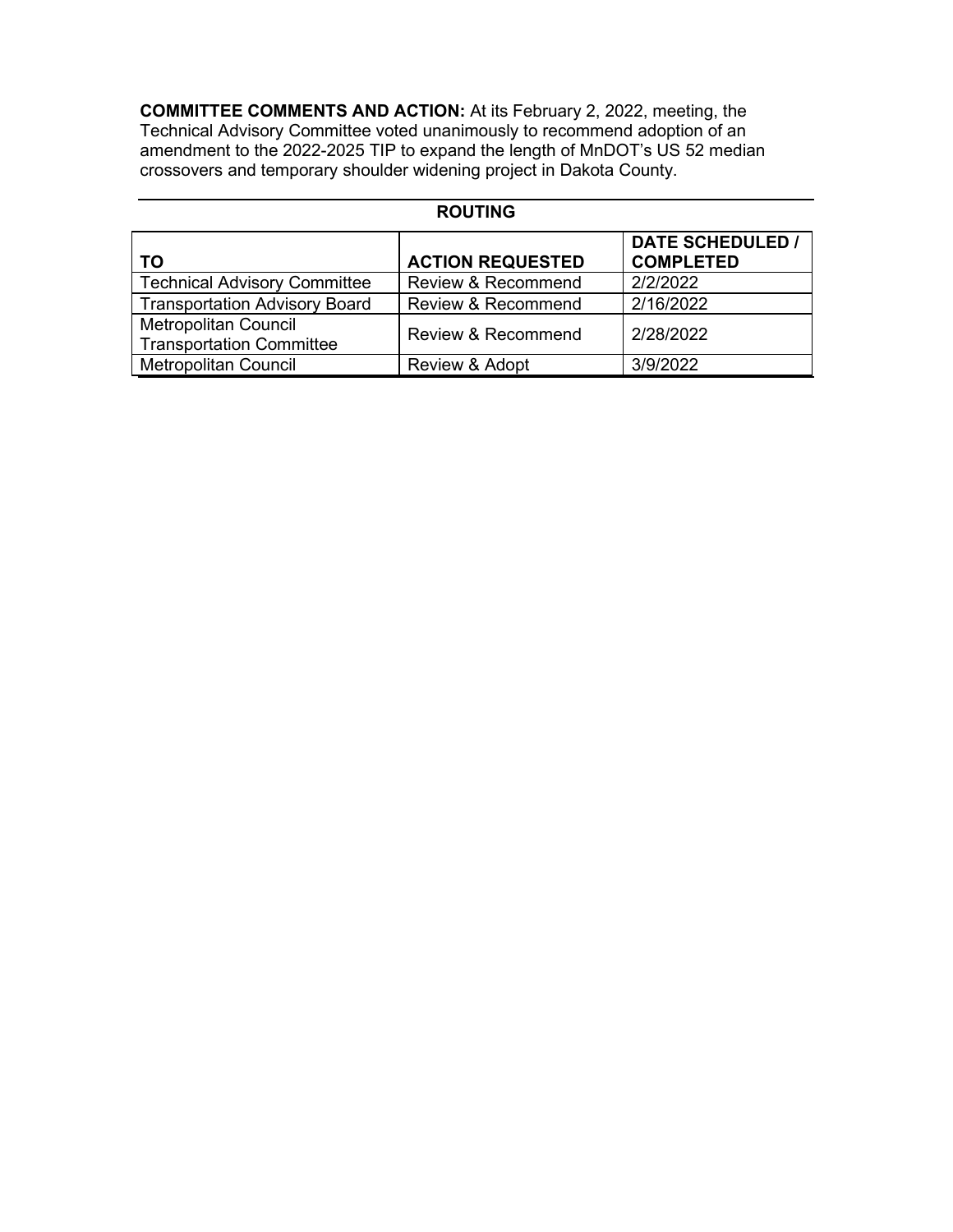**COMMITTEE COMMENTS AND ACTION:** At its February 2, 2022, meeting, the Technical Advisory Committee voted unanimously to recommend adoption of an amendment to the 2022-2025 TIP to expand the length of MnDOT's US 52 median crossovers and temporary shoulder widening project in Dakota County.

**ROUTING**

| TO | ACTION REQUESTED | DATE SCHEDULED / COMPLETED |
|---|---|---|
| Technical Advisory Committee | Review & Recommend | 2/2/2022 |
| Transportation Advisory Board | Review & Recommend | 2/16/2022 |
| Metropolitan Council Transportation Committee | Review & Recommend | 2/28/2022 |
| Metropolitan Council | Review & Adopt | 3/9/2022 |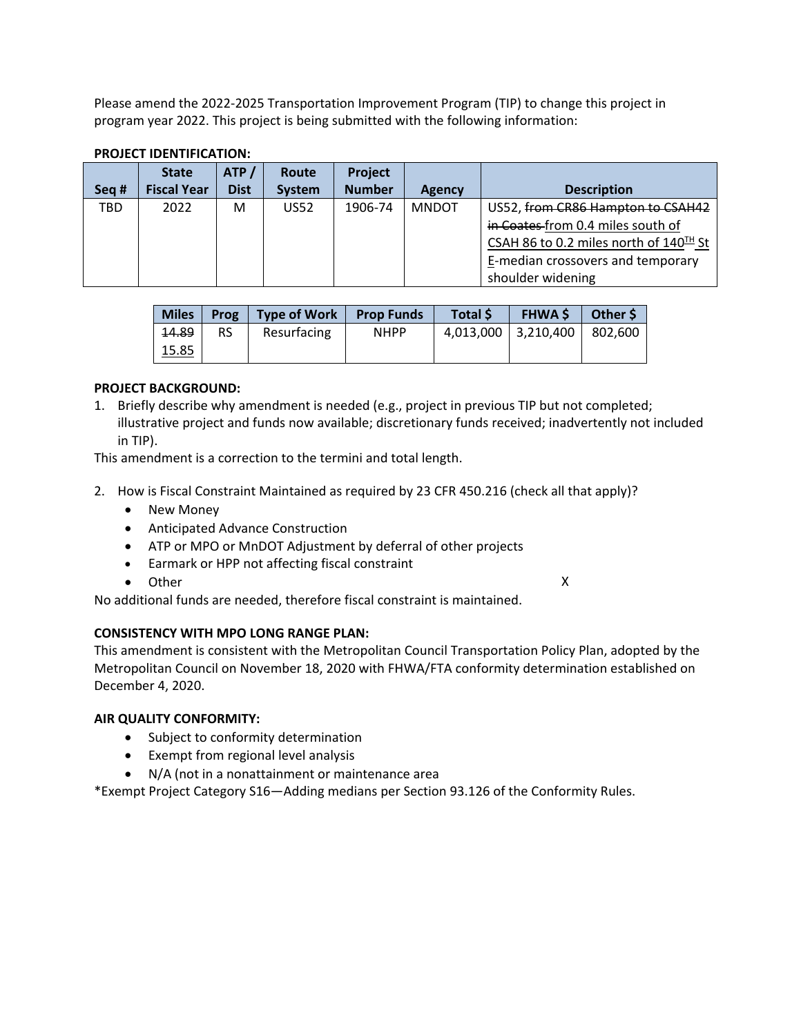Please amend the 2022-2025 Transportation Improvement Program (TIP) to change this project in program year 2022. This project is being submitted with the following information:

**PROJECT IDENTIFICATION:**

| Seq # | State Fiscal Year | ATP / Dist | Route System | Project Number | Agency | Description |
|---|---|---|---|---|---|---|
| TBD | 2022 | M | US52 | 1906-74 | MNDOT | US52, ~~from CR86 Hampton to CSAH42 in Coates~~ from 0.4 miles south of CSAH 86 to 0.2 miles north of 140[TH] St E-median crossovers and temporary shoulder widening |

| Miles | Prog | Type of Work | Prop Funds | Total $ | FHWA $ | Other $ |
|---|---|---|---|---|---|---|
| ~~14.89~~ 15.85 | RS | Resurfacing | NHPP | 4,013,000 | 3,210,400 | 802,600 |

**PROJECT BACKGROUND:**

1. Briefly describe why amendment is needed (e.g., project in previous TIP but not completed; illustrative project and funds now available; discretionary funds received; inadvertently not included in TIP).

This amendment is a correction to the termini and total length.

2. How is Fiscal Constraint Maintained as required by 23 CFR 450.216 (check all that apply)?
   - New Money
   - Anticipated Advance Construction
   - ATP or MPO or MnDOT Adjustment by deferral of other projects
   - Earmark or HPP not affecting fiscal constraint
   - Other X

No additional funds are needed, therefore fiscal constraint is maintained.

**CONSISTENCY WITH MPO LONG RANGE PLAN:**

This amendment is consistent with the Metropolitan Council Transportation Policy Plan, adopted by the Metropolitan Council on November 18, 2020 with FHWA/FTA conformity determination established on December 4, 2020.

**AIR QUALITY CONFORMITY:**

- Subject to conformity determination
- Exempt from regional level analysis
- N/A (not in a nonattainment or maintenance area

*Exempt Project Category S16—Adding medians per Section 93.126 of the Conformity Rules.